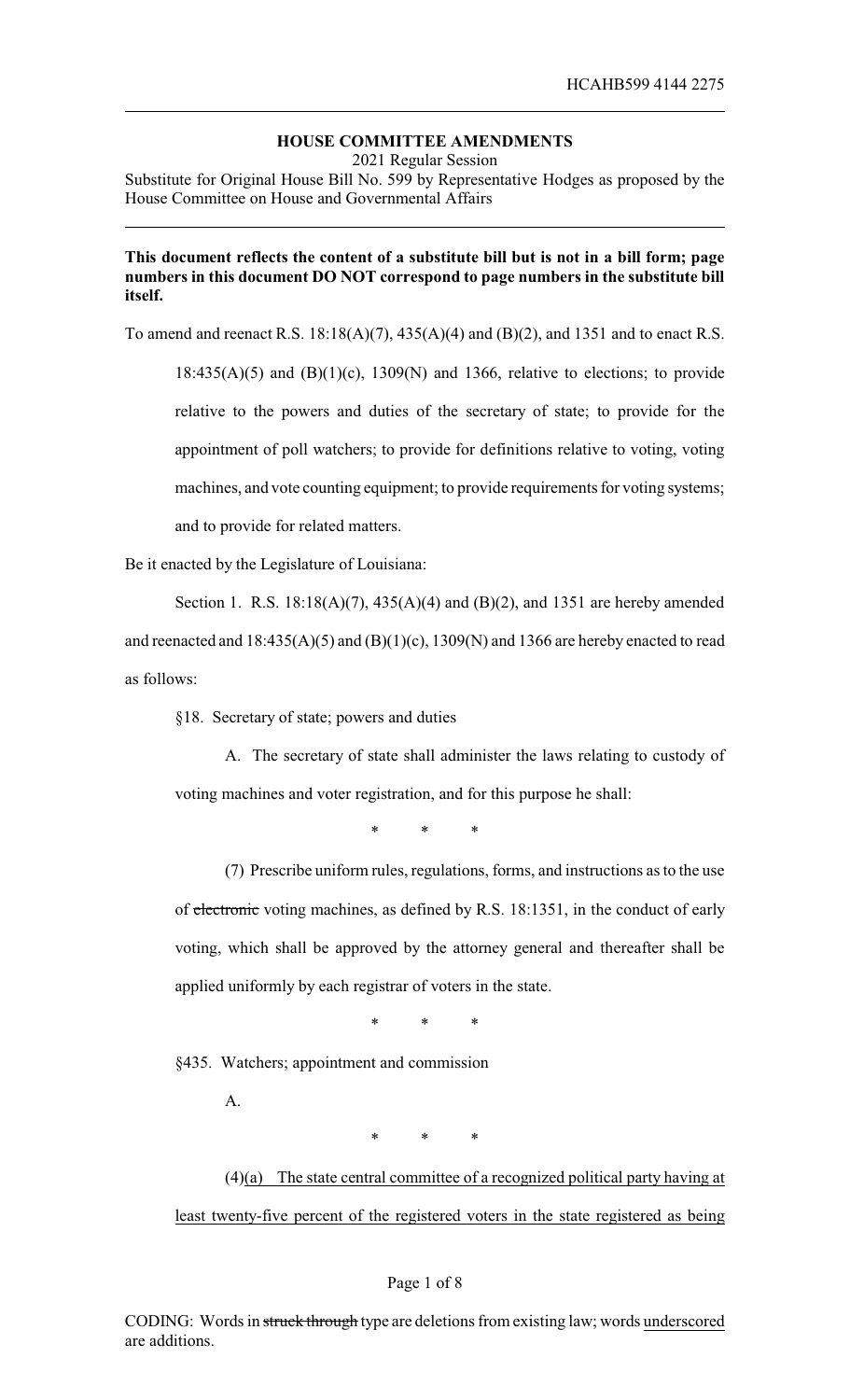**HOUSE COMMITTEE AMENDMENTS**

2021 Regular Session

Substitute for Original House Bill No. 599 by Representative Hodges as proposed by the House Committee on House and Governmental Affairs

---

**This document reflects the content of a substitute bill but is not in a bill form; page numbers in this document DO NOT correspond to page numbers in the substitute bill itself.**

To amend and reenact R.S. 18:18(A)(7), 435(A)(4) and (B)(2), and 1351 and to enact R.S. 18:435(A)(5) and (B)(1)(c), 1309(N) and 1366, relative to elections; to provide relative to the powers and duties of the secretary of state; to provide for the appointment of poll watchers; to provide for definitions relative to voting, voting machines, and vote counting equipment; to provide requirements for voting systems; and to provide for related matters.

Be it enacted by the Legislature of Louisiana:

Section 1. R.S. 18:18(A)(7), 435(A)(4) and (B)(2), and 1351 are hereby amended and reenacted and 18:435(A)(5) and (B)(1)(c), 1309(N) and 1366 are hereby enacted to read as follows:

§18. Secretary of state; powers and duties

A. The secretary of state shall administer the laws relating to custody of voting machines and voter registration, and for this purpose he shall:

\* \* \*

(7) Prescribe uniform rules, regulations, forms, and instructions as to the use of ~~electronic~~ voting machines, as defined by R.S. 18:1351, in the conduct of early voting, which shall be approved by the attorney general and thereafter shall be applied uniformly by each registrar of voters in the state.

\* \* \*

§435. Watchers; appointment and commission

A.

\* \* \*

(4)<u>(a) The state central committee of a recognized political party having at least twenty-five percent of the registered voters in the state registered as being</u>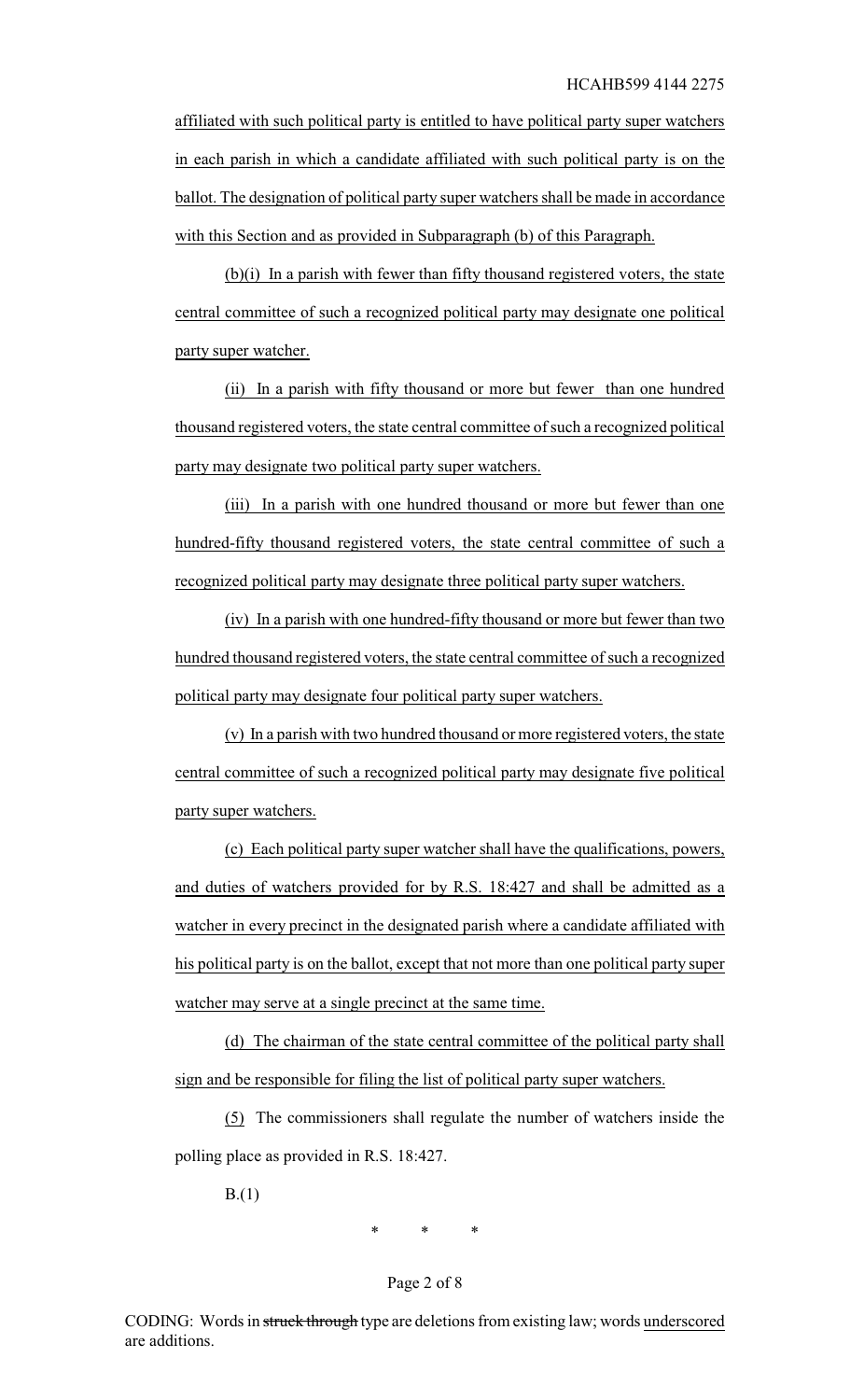affiliated with such political party is entitled to have political party super watchers in each parish in which a candidate affiliated with such political party is on the ballot. The designation of political party super watchers shall be made in accordance with this Section and as provided in Subparagraph (b) of this Paragraph.

(b)(i) In a parish with fewer than fifty thousand registered voters, the state central committee of such a recognized political party may designate one political party super watcher.

(ii) In a parish with fifty thousand or more but fewer than one hundred thousand registered voters, the state central committee of such a recognized political party may designate two political party super watchers.

(iii) In a parish with one hundred thousand or more but fewer than one hundred-fifty thousand registered voters, the state central committee of such a recognized political party may designate three political party super watchers.

(iv) In a parish with one hundred-fifty thousand or more but fewer than two hundred thousand registered voters, the state central committee of such a recognized political party may designate four political party super watchers.

(v) In a parish with two hundred thousand or more registered voters, the state central committee of such a recognized political party may designate five political party super watchers.

(c) Each political party super watcher shall have the qualifications, powers, and duties of watchers provided for by R.S. 18:427 and shall be admitted as a watcher in every precinct in the designated parish where a candidate affiliated with his political party is on the ballot, except that not more than one political party super watcher may serve at a single precinct at the same time.

(d) The chairman of the state central committee of the political party shall sign and be responsible for filing the list of political party super watchers.

(5) The commissioners shall regulate the number of watchers inside the polling place as provided in R.S. 18:427.

B.(1)

\* \* \*

CODING: Words in ~~struck through~~ type are deletions from existing law; words underscored are additions.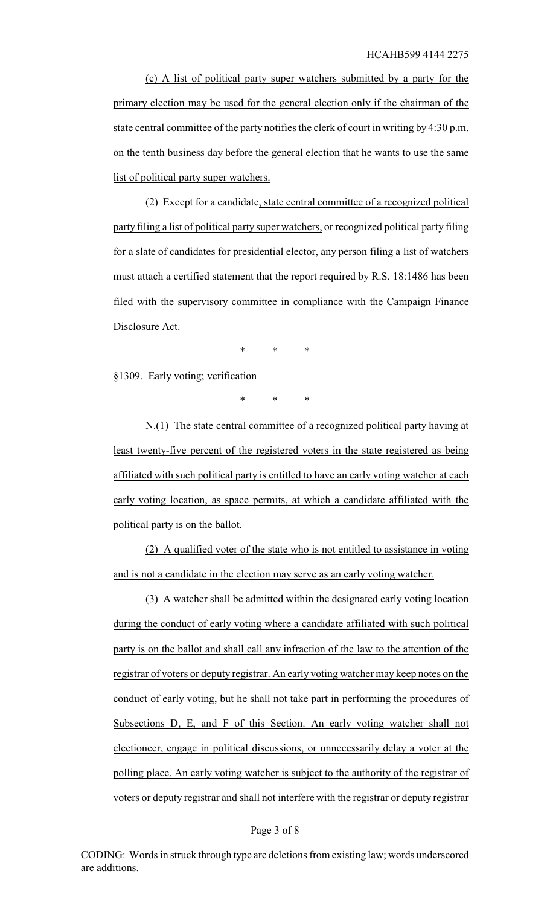(c) A list of political party super watchers submitted by a party for the primary election may be used for the general election only if the chairman of the state central committee of the party notifies the clerk of court in writing by 4:30 p.m. on the tenth business day before the general election that he wants to use the same list of political party super watchers.

(2) Except for a candidate, state central committee of a recognized political party filing a list of political party super watchers, or recognized political party filing for a slate of candidates for presidential elector, any person filing a list of watchers must attach a certified statement that the report required by R.S. 18:1486 has been filed with the supervisory committee in compliance with the Campaign Finance Disclosure Act.

\* \* \*

§1309. Early voting; verification

\* \* \*

N.(1) The state central committee of a recognized political party having at least twenty-five percent of the registered voters in the state registered as being affiliated with such political party is entitled to have an early voting watcher at each early voting location, as space permits, at which a candidate affiliated with the political party is on the ballot.

(2) A qualified voter of the state who is not entitled to assistance in voting and is not a candidate in the election may serve as an early voting watcher.

(3) A watcher shall be admitted within the designated early voting location during the conduct of early voting where a candidate affiliated with such political party is on the ballot and shall call any infraction of the law to the attention of the registrar of voters or deputy registrar. An early voting watcher may keep notes on the conduct of early voting, but he shall not take part in performing the procedures of Subsections D, E, and F of this Section. An early voting watcher shall not electioneer, engage in political discussions, or unnecessarily delay a voter at the polling place. An early voting watcher is subject to the authority of the registrar of voters or deputy registrar and shall not interfere with the registrar or deputy registrar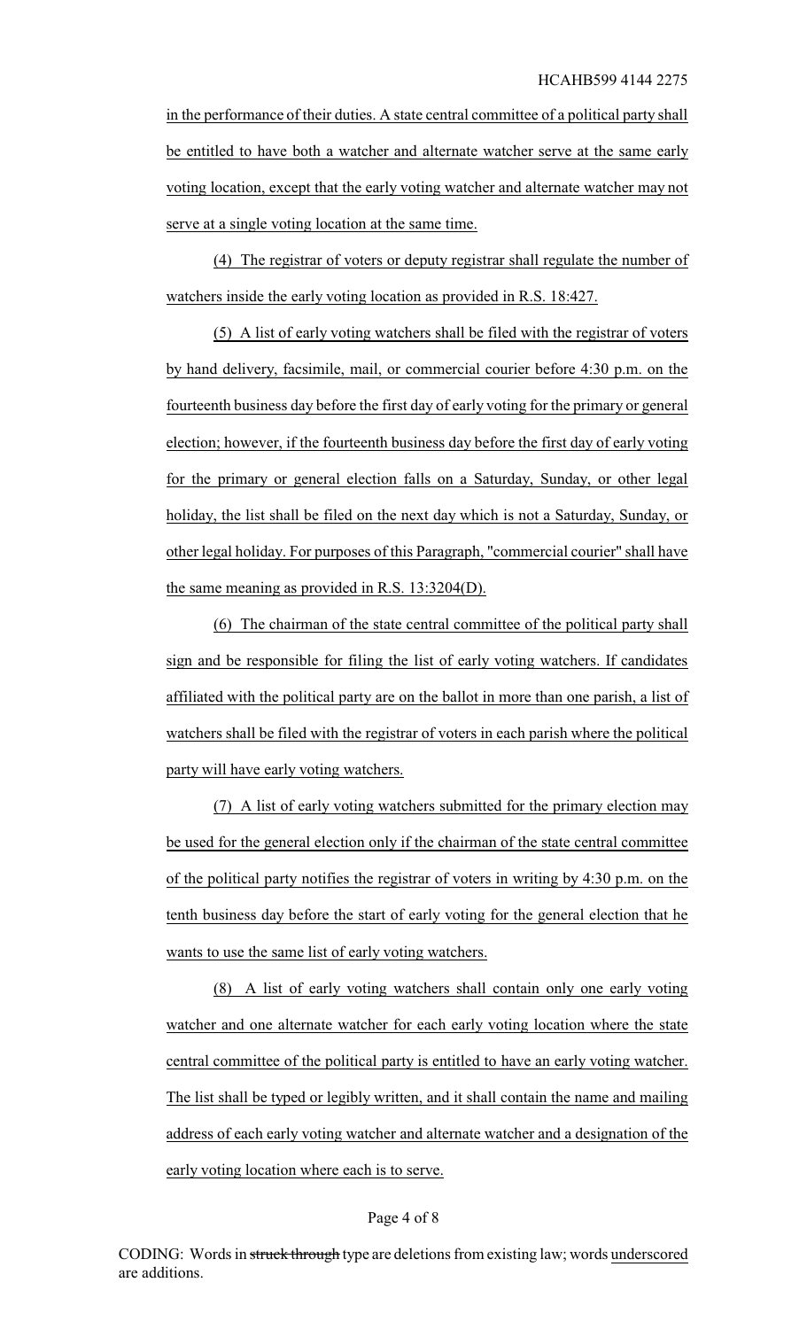in the performance of their duties. A state central committee of a political party shall be entitled to have both a watcher and alternate watcher serve at the same early voting location, except that the early voting watcher and alternate watcher may not serve at a single voting location at the same time.

(4) The registrar of voters or deputy registrar shall regulate the number of watchers inside the early voting location as provided in R.S. 18:427.

(5) A list of early voting watchers shall be filed with the registrar of voters by hand delivery, facsimile, mail, or commercial courier before 4:30 p.m. on the fourteenth business day before the first day of early voting for the primary or general election; however, if the fourteenth business day before the first day of early voting for the primary or general election falls on a Saturday, Sunday, or other legal holiday, the list shall be filed on the next day which is not a Saturday, Sunday, or other legal holiday. For purposes of this Paragraph, "commercial courier" shall have the same meaning as provided in R.S. 13:3204(D).

(6) The chairman of the state central committee of the political party shall sign and be responsible for filing the list of early voting watchers. If candidates affiliated with the political party are on the ballot in more than one parish, a list of watchers shall be filed with the registrar of voters in each parish where the political party will have early voting watchers.

(7) A list of early voting watchers submitted for the primary election may be used for the general election only if the chairman of the state central committee of the political party notifies the registrar of voters in writing by 4:30 p.m. on the tenth business day before the start of early voting for the general election that he wants to use the same list of early voting watchers.

(8) A list of early voting watchers shall contain only one early voting watcher and one alternate watcher for each early voting location where the state central committee of the political party is entitled to have an early voting watcher. The list shall be typed or legibly written, and it shall contain the name and mailing address of each early voting watcher and alternate watcher and a designation of the early voting location where each is to serve.

CODING: Words in ~~struck through~~ type are deletions from existing law; words underscored are additions.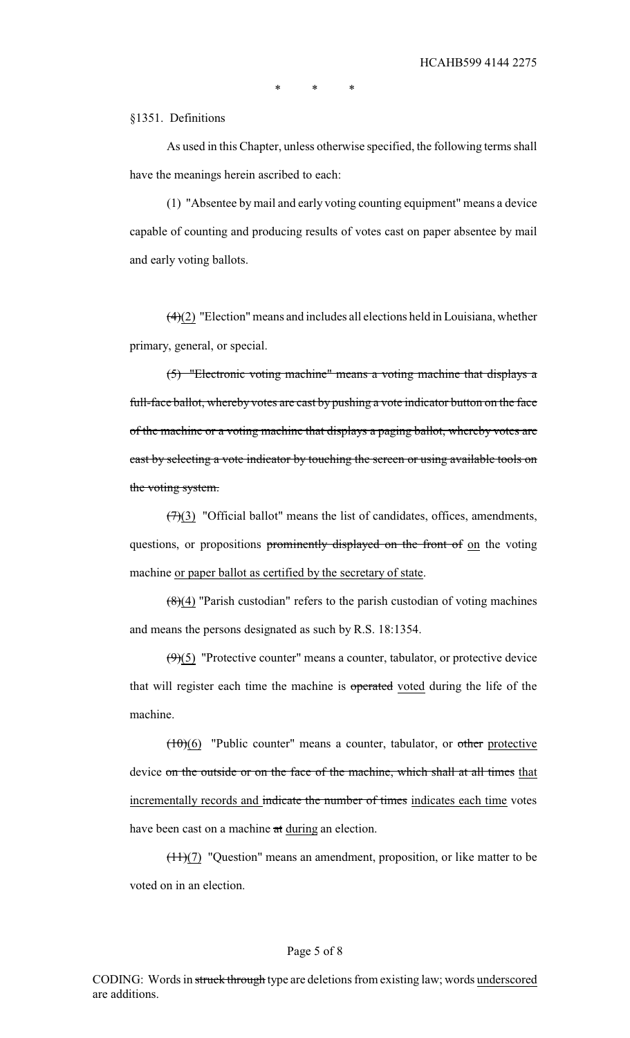\*          \*          \*

§1351. Definitions

As used in this Chapter, unless otherwise specified, the following terms shall have the meanings herein ascribed to each:

(1) "Absentee by mail and early voting counting equipment" means a device capable of counting and producing results of votes cast on paper absentee by mail and early voting ballots.

~~(4)~~<u>(2)</u> "Election" means and includes all elections held in Louisiana, whether primary, general, or special.

~~(5) "Electronic voting machine" means a voting machine that displays a full-face ballot, whereby votes are cast by pushing a vote indicator button on the face of the machine or a voting machine that displays a paging ballot, whereby votes are cast by selecting a vote indicator by touching the screen or using available tools on the voting system.~~

~~(7)~~<u>(3)</u> "Official ballot" means the list of candidates, offices, amendments, questions, or propositions ~~prominently displayed on the front of~~ <u>on</u> the voting machine <u>or paper ballot as certified by the secretary of state</u>.

~~(8)~~<u>(4)</u> "Parish custodian" refers to the parish custodian of voting machines and means the persons designated as such by R.S. 18:1354.

~~(9)~~<u>(5)</u> "Protective counter" means a counter, tabulator, or protective device that will register each time the machine is ~~operated~~ <u>voted</u> during the life of the machine.

~~(10)~~<u>(6)</u> "Public counter" means a counter, tabulator, or ~~other~~ <u>protective</u> device ~~on the outside or on the face of the machine, which shall at all times~~ <u>that incrementally records and</u> ~~indicate the number of times~~ <u>indicates each time</u> votes have been cast on a machine ~~at~~ <u>during</u> an election.

~~(11)~~<u>(7)</u> "Question" means an amendment, proposition, or like matter to be voted on in an election.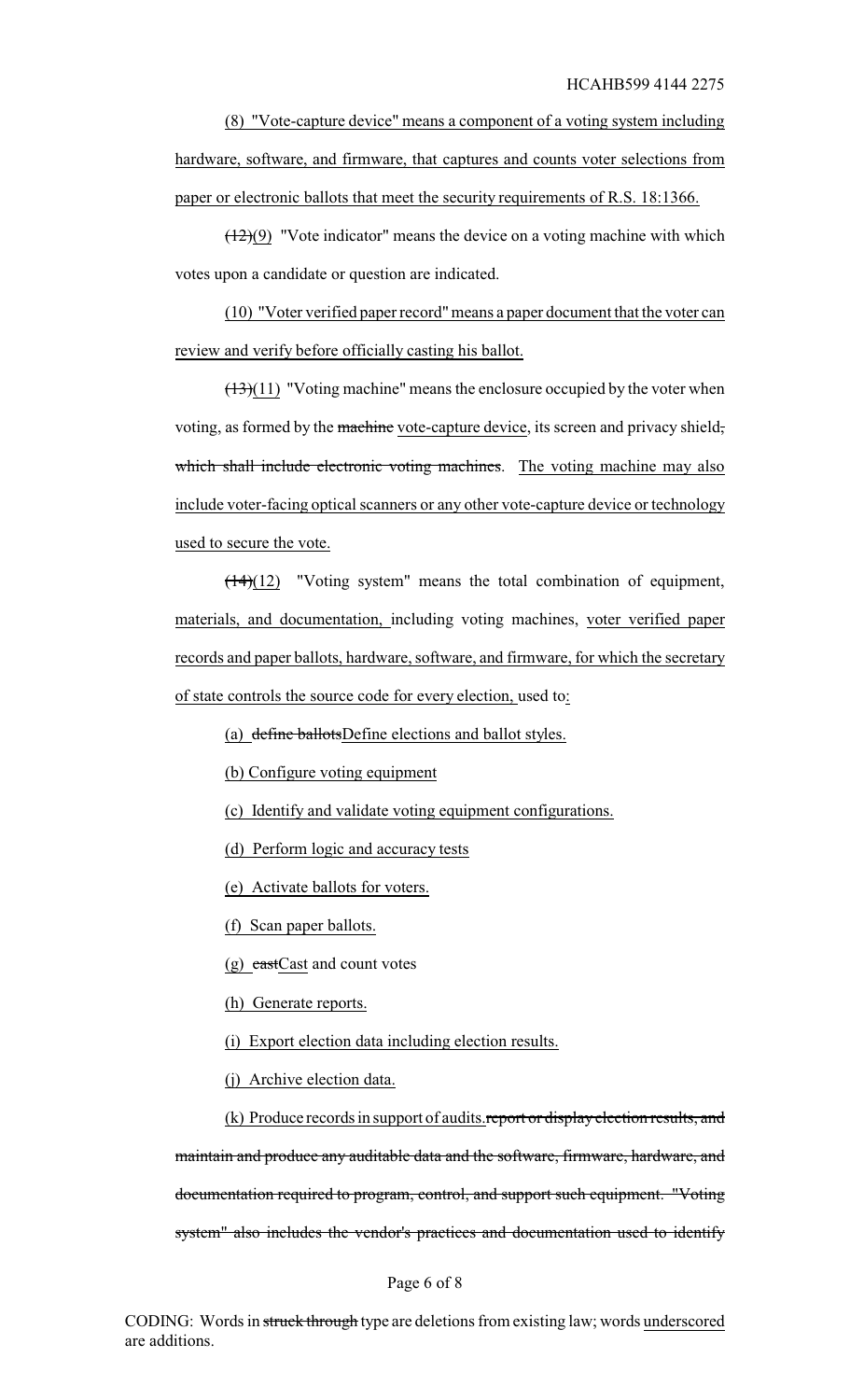<u>(8) "Vote-capture device" means a component of a voting system including hardware, software, and firmware, that captures and counts voter selections from paper or electronic ballots that meet the security requirements of R.S. 18:1366.</u>

~~(12)~~<u>(9)</u> "Vote indicator" means the device on a voting machine with which votes upon a candidate or question are indicated.

<u>(10) "Voter verified paper record" means a paper document that the voter can review and verify before officially casting his ballot.</u>

~~(13)~~<u>(11)</u> "Voting machine" means the enclosure occupied by the voter when voting, as formed by the ~~machine~~ <u>vote-capture device</u>, its screen and privacy shield~~, which shall include electronic voting machines~~. <u>The voting machine may also include voter-facing optical scanners or any other vote-capture device or technology used to secure the vote.</u>

~~(14)~~<u>(12)</u> "Voting system" means the total combination of equipment, <u>materials, and documentation,</u> including voting machines, <u>voter verified paper records and paper ballots,</u> hardware, software, and firmware, <u>for which the secretary of state controls the source code for every election,</u> used to<u>:</u>

<u>(a)</u> ~~define ballots~~<u>Define elections and ballot styles.</u>

<u>(b) Configure voting equipment</u>

<u>(c) Identify and validate voting equipment configurations.</u>

<u>(d) Perform logic and accuracy tests</u>

<u>(e) Activate ballots for voters.</u>

<u>(f) Scan paper ballots.</u>

<u>(g)</u> ~~cast~~<u>Cast</u> and count votes

<u>(h) Generate reports.</u>

<u>(i) Export election data including election results.</u>

<u>(j) Archive election data.</u>

<u>(k) Produce records in support of audits.</u>~~report or display election results, and maintain and produce any auditable data and the software, firmware, hardware, and documentation required to program, control, and support such equipment. "Voting system" also includes the vendor's practices and documentation used to identify~~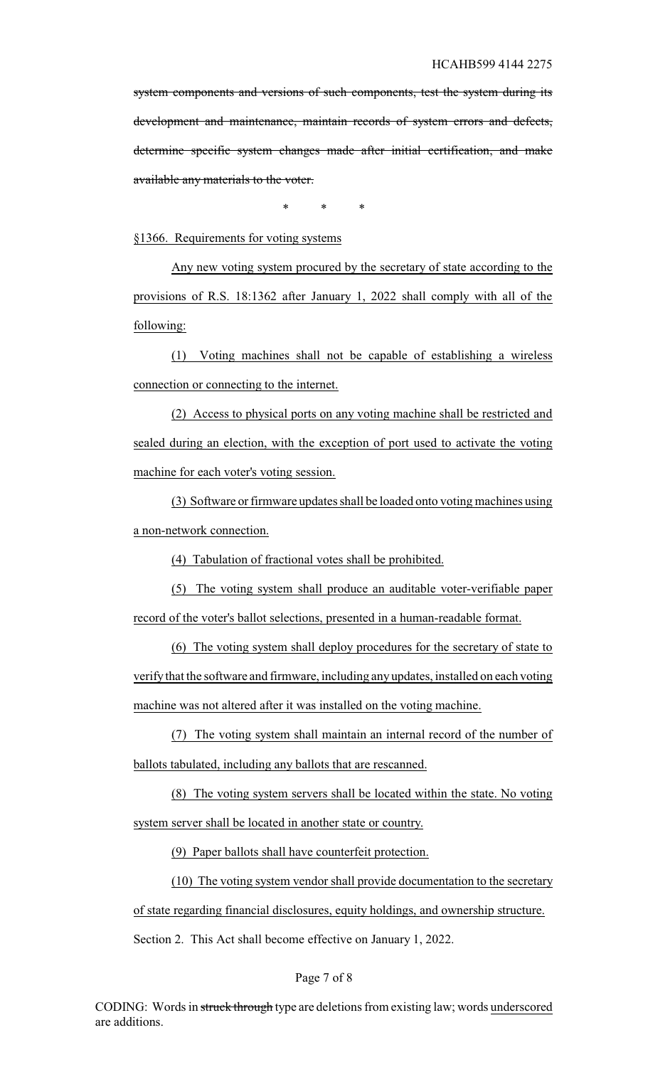~~system components and versions of such components, test the system during its development and maintenance, maintain records of system errors and defects, determine specific system changes made after initial certification, and make available any materials to the voter.~~

\*          \*          \*

<u>§1366. Requirements for voting systems</u>

<u>Any new voting system procured by the secretary of state according to the provisions of R.S. 18:1362 after January 1, 2022 shall comply with all of the following:</u>

<u>(1) Voting machines shall not be capable of establishing a wireless connection or connecting to the internet.</u>

<u>(2) Access to physical ports on any voting machine shall be restricted and sealed during an election, with the exception of port used to activate the voting machine for each voter's voting session.</u>

<u>(3) Software or firmware updates shall be loaded onto voting machines using a non-network connection.</u>

<u>(4) Tabulation of fractional votes shall be prohibited.</u>

<u>(5) The voting system shall produce an auditable voter-verifiable paper record of the voter's ballot selections, presented in a human-readable format.</u>

<u>(6) The voting system shall deploy procedures for the secretary of state to verify that the software and firmware, including any updates, installed on each voting machine was not altered after it was installed on the voting machine.</u>

<u>(7) The voting system shall maintain an internal record of the number of ballots tabulated, including any ballots that are rescanned.</u>

<u>(8) The voting system servers shall be located within the state. No voting system server shall be located in another state or country.</u>

<u>(9) Paper ballots shall have counterfeit protection.</u>

<u>(10) The voting system vendor shall provide documentation to the secretary of state regarding financial disclosures, equity holdings, and ownership structure.</u>

Section 2. This Act shall become effective on January 1, 2022.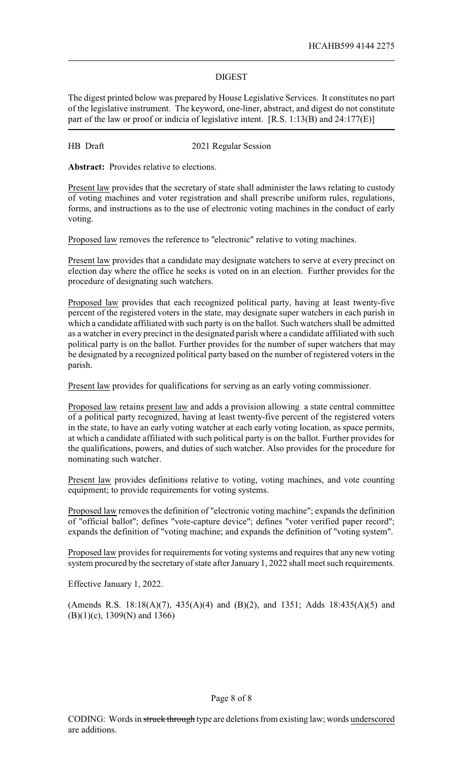HCAHB599 4144 2275

## DIGEST

The digest printed below was prepared by House Legislative Services. It constitutes no part of the legislative instrument. The keyword, one-liner, abstract, and digest do not constitute part of the law or proof or indicia of legislative intent. [R.S. 1:13(B) and 24:177(E)]

HB Draft 2021 Regular Session

**Abstract:** Provides relative to elections.

Present law provides that the secretary of state shall administer the laws relating to custody of voting machines and voter registration and shall prescribe uniform rules, regulations, forms, and instructions as to the use of electronic voting machines in the conduct of early voting.

Proposed law removes the reference to "electronic" relative to voting machines.

Present law provides that a candidate may designate watchers to serve at every precinct on election day where the office he seeks is voted on in an election. Further provides for the procedure of designating such watchers.

Proposed law provides that each recognized political party, having at least twenty-five percent of the registered voters in the state, may designate super watchers in each parish in which a candidate affiliated with such party is on the ballot. Such watchers shall be admitted as a watcher in every precinct in the designated parish where a candidate affiliated with such political party is on the ballot. Further provides for the number of super watchers that may be designated by a recognized political party based on the number of registered voters in the parish.

Present law provides for qualifications for serving as an early voting commissioner.

Proposed law retains present law and adds a provision allowing a state central committee of a political party recognized, having at least twenty-five percent of the registered voters in the state, to have an early voting watcher at each early voting location, as space permits, at which a candidate affiliated with such political party is on the ballot. Further provides for the qualifications, powers, and duties of such watcher. Also provides for the procedure for nominating such watcher.

Present law provides definitions relative to voting, voting machines, and vote counting equipment; to provide requirements for voting systems.

Proposed law removes the definition of "electronic voting machine"; expands the definition of "official ballot"; defines "vote-capture device"; defines "voter verified paper record"; expands the definition of "voting machine; and expands the definition of "voting system".

Proposed law provides for requirements for voting systems and requires that any new voting system procured by the secretary of state after January 1, 2022 shall meet such requirements.

Effective January 1, 2022.

(Amends R.S. 18:18(A)(7), 435(A)(4) and (B)(2), and 1351; Adds 18:435(A)(5) and (B)(1)(c), 1309(N) and 1366)

CODING: Words in ~~struck through~~ type are deletions from existing law; words underscored are additions.